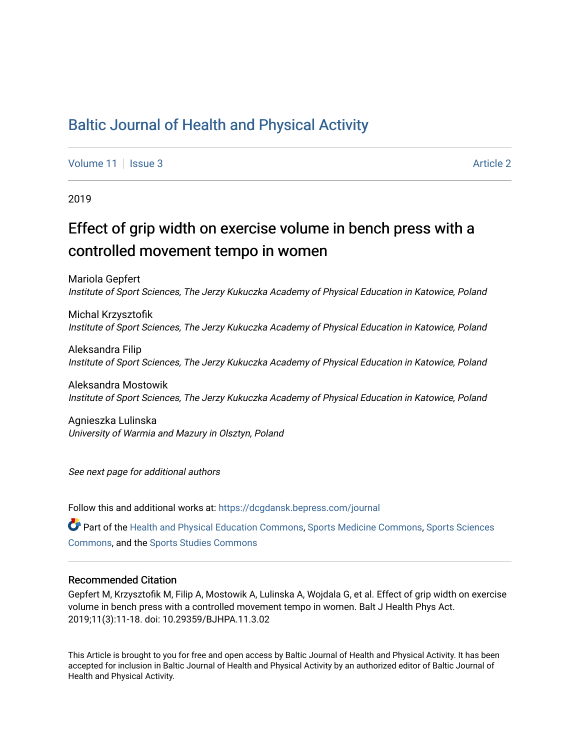# Baltic Journal of Health and Physical Activity

Volume 11 | Issue 3 | Article 2

2019

## Effect of grip width on exercise volume in bench press with a controlled movement tempo in women

Mariola Gepfert
*Institute of Sport Sciences, The Jerzy Kukuczka Academy of Physical Education in Katowice, Poland*

Michal Krzysztofik
*Institute of Sport Sciences, The Jerzy Kukuczka Academy of Physical Education in Katowice, Poland*

Aleksandra Filip
*Institute of Sport Sciences, The Jerzy Kukuczka Academy of Physical Education in Katowice, Poland*

Aleksandra Mostowik
*Institute of Sport Sciences, The Jerzy Kukuczka Academy of Physical Education in Katowice, Poland*

Agnieszka Lulinska
*University of Warmia and Mazury in Olsztyn, Poland*

*See next page for additional authors*

Follow this and additional works at: https://dcgdansk.bepress.com/journal

Part of the Health and Physical Education Commons, Sports Medicine Commons, Sports Sciences Commons, and the Sports Studies Commons

### Recommended Citation

Gepfert M, Krzysztofik M, Filip A, Mostowik A, Lulinska A, Wojdala G, et al. Effect of grip width on exercise volume in bench press with a controlled movement tempo in women. Balt J Health Phys Act. 2019;11(3):11-18. doi: 10.29359/BJHPA.11.3.02

This Article is brought to you for free and open access by Baltic Journal of Health and Physical Activity. It has been accepted for inclusion in Baltic Journal of Health and Physical Activity by an authorized editor of Baltic Journal of Health and Physical Activity.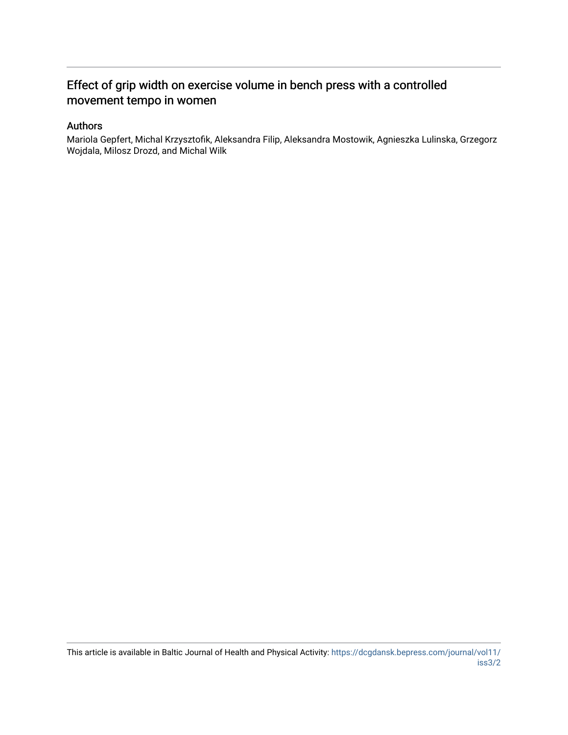# Effect of grip width on exercise volume in bench press with a controlled movement tempo in women

## Authors

Mariola Gepfert, Michal Krzysztofik, Aleksandra Filip, Aleksandra Mostowik, Agnieszka Lulinska, Grzegorz Wojdala, Milosz Drozd, and Michal Wilk

This article is available in Baltic Journal of Health and Physical Activity: https://dcgdansk.bepress.com/journal/vol11/iss3/2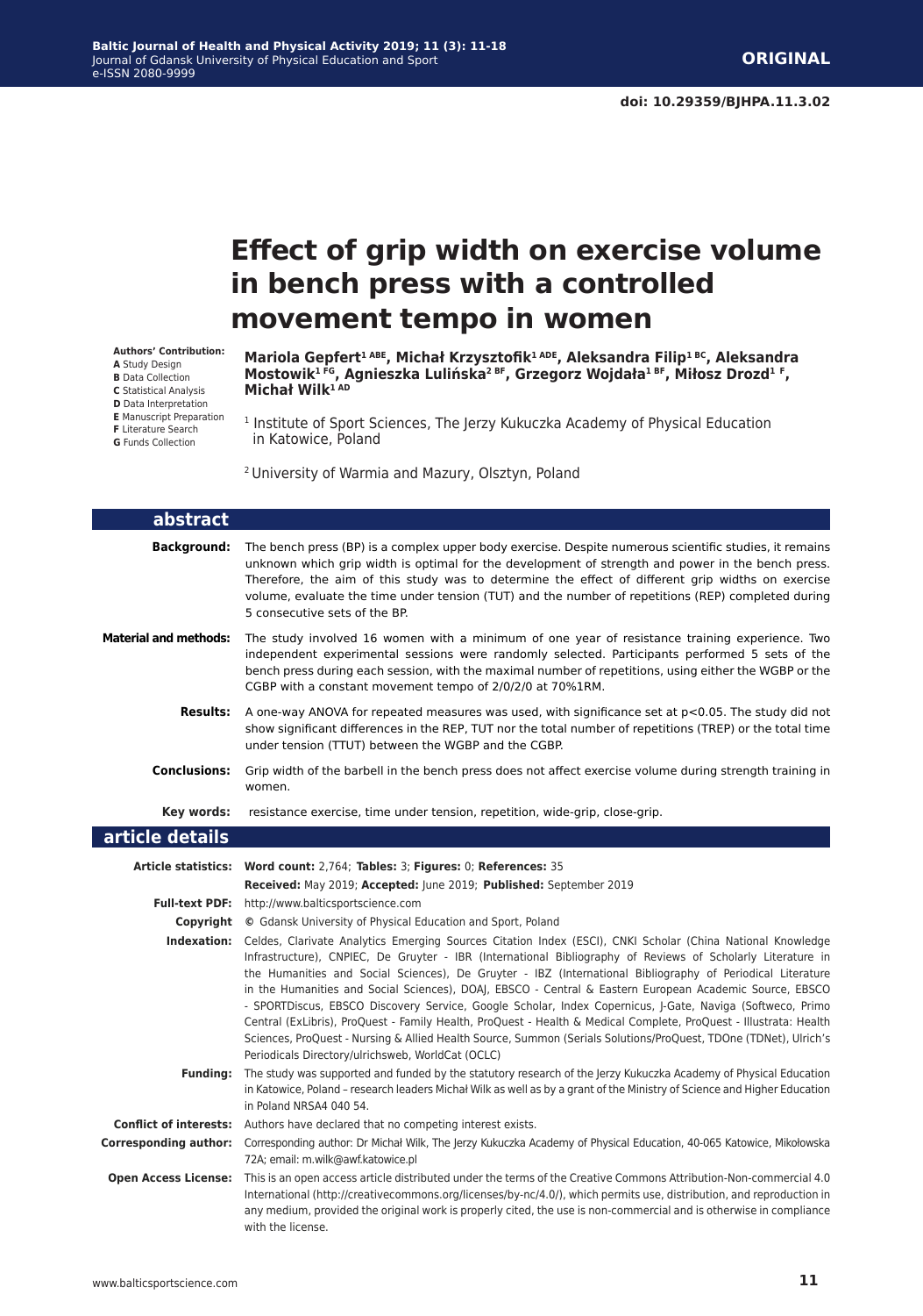**ORIGINAL**

doi: 10.29359/BJHPA.11.3.02

# Effect of grip width on exercise volume in bench press with a controlled movement tempo in women

**Authors' Contribution:**
**A** Study Design
**B** Data Collection
**C** Statistical Analysis
**D** Data Interpretation
**E** Manuscript Preparation
**F** Literature Search
**G** Funds Collection

**Mariola Gepfert[1 ABE], Michał Krzysztofik[1 ADE], Aleksandra Filip[1 BC], Aleksandra Mostowik[1 FG], Agnieszka Lulińska[2 BF], Grzegorz Wojdała[1 BF], Miłosz Drozd[1 F], Michał Wilk[1 AD]**

[1] Institute of Sport Sciences, The Jerzy Kukuczka Academy of Physical Education in Katowice, Poland

[2] University of Warmia and Mazury, Olsztyn, Poland

## abstract

**Background:** The bench press (BP) is a complex upper body exercise. Despite numerous scientific studies, it remains unknown which grip width is optimal for the development of strength and power in the bench press. Therefore, the aim of this study was to determine the effect of different grip widths on exercise volume, evaluate the time under tension (TUT) and the number of repetitions (REP) completed during 5 consecutive sets of the BP.

**Material and methods:** The study involved 16 women with a minimum of one year of resistance training experience. Two independent experimental sessions were randomly selected. Participants performed 5 sets of the bench press during each session, with the maximal number of repetitions, using either the WGBP or the CGBP with a constant movement tempo of 2/0/2/0 at 70%1RM.

**Results:** A one-way ANOVA for repeated measures was used, with significance set at $p<0.05$. The study did not show significant differences in the REP, TUT nor the total number of repetitions (TREP) or the total time under tension (TTUT) between the WGBP and the CGBP.

**Conclusions:** Grip width of the barbell in the bench press does not affect exercise volume during strength training in women.

**Key words:** resistance exercise, time under tension, repetition, wide-grip, close-grip.

## article details

**Article statistics:** **Word count:** 2,764; **Tables:** 3; **Figures:** 0; **References:** 35

**Received:** May 2019; **Accepted:** June 2019; **Published:** September 2019

**Full-text PDF:** http://www.balticsportscience.com

**Copyright** © Gdansk University of Physical Education and Sport, Poland

**Indexation:** Celdes, Clarivate Analytics Emerging Sources Citation Index (ESCI), CNKI Scholar (China National Knowledge Infrastructure), CNPIEC, De Gruyter - IBR (International Bibliography of Reviews of Scholarly Literature in the Humanities and Social Sciences), De Gruyter - IBZ (International Bibliography of Periodical Literature in the Humanities and Social Sciences), DOAJ, EBSCO - Central & Eastern European Academic Source, EBSCO - SPORTDiscus, EBSCO Discovery Service, Google Scholar, Index Copernicus, J-Gate, Naviga (Softweco, Primo Central (ExLibris), ProQuest - Family Health, ProQuest - Health & Medical Complete, ProQuest - Illustrata: Health Sciences, ProQuest - Nursing & Allied Health Source, Summon (Serials Solutions/ProQuest, TDOne (TDNet), Ulrich's Periodicals Directory/ulrichsweb, WorldCat (OCLC)

**Funding:** The study was supported and funded by the statutory research of the Jerzy Kukuczka Academy of Physical Education in Katowice, Poland – research leaders Michał Wilk as well as by a grant of the Ministry of Science and Higher Education in Poland NRSA4 040 54.

**Conflict of interests:** Authors have declared that no competing interest exists.

**Corresponding author:** Corresponding author: Dr Michał Wilk, The Jerzy Kukuczka Academy of Physical Education, 40-065 Katowice, Mikołowska 72A; email: m.wilk@awf.katowice.pl

**Open Access License:** This is an open access article distributed under the terms of the Creative Commons Attribution-Non-commercial 4.0 International (http://creativecommons.org/licenses/by-nc/4.0/), which permits use, distribution, and reproduction in any medium, provided the original work is properly cited, the use is non-commercial and is otherwise in compliance with the license.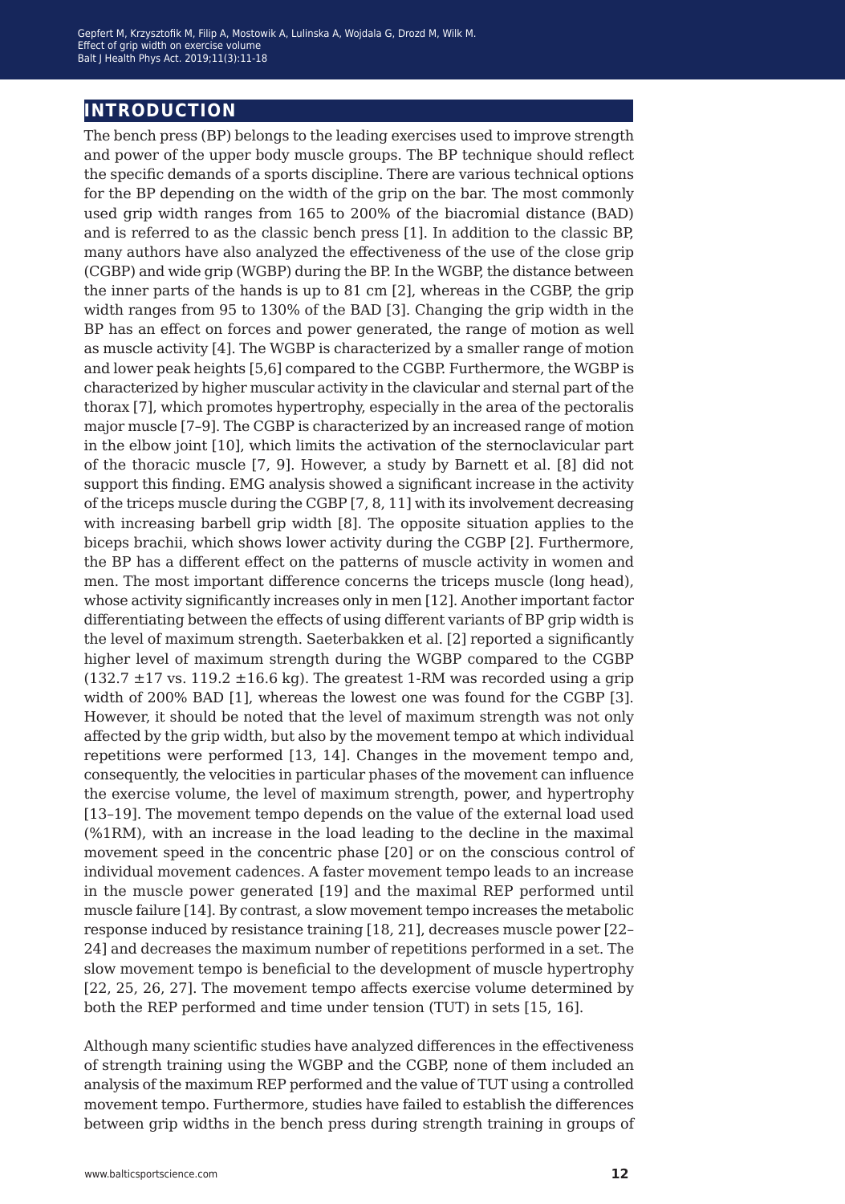## INTRODUCTION

The bench press (BP) belongs to the leading exercises used to improve strength and power of the upper body muscle groups. The BP technique should reflect the specific demands of a sports discipline. There are various technical options for the BP depending on the width of the grip on the bar. The most commonly used grip width ranges from 165 to 200% of the biacromial distance (BAD) and is referred to as the classic bench press [1]. In addition to the classic BP, many authors have also analyzed the effectiveness of the use of the close grip (CGBP) and wide grip (WGBP) during the BP. In the WGBP, the distance between the inner parts of the hands is up to 81 cm [2], whereas in the CGBP, the grip width ranges from 95 to 130% of the BAD [3]. Changing the grip width in the BP has an effect on forces and power generated, the range of motion as well as muscle activity [4]. The WGBP is characterized by a smaller range of motion and lower peak heights [5,6] compared to the CGBP. Furthermore, the WGBP is characterized by higher muscular activity in the clavicular and sternal part of the thorax [7], which promotes hypertrophy, especially in the area of the pectoralis major muscle [7–9]. The CGBP is characterized by an increased range of motion in the elbow joint [10], which limits the activation of the sternoclavicular part of the thoracic muscle [7, 9]. However, a study by Barnett et al. [8] did not support this finding. EMG analysis showed a significant increase in the activity of the triceps muscle during the CGBP [7, 8, 11] with its involvement decreasing with increasing barbell grip width [8]. The opposite situation applies to the biceps brachii, which shows lower activity during the CGBP [2]. Furthermore, the BP has a different effect on the patterns of muscle activity in women and men. The most important difference concerns the triceps muscle (long head), whose activity significantly increases only in men [12]. Another important factor differentiating between the effects of using different variants of BP grip width is the level of maximum strength. Saeterbakken et al. [2] reported a significantly higher level of maximum strength during the WGBP compared to the CGBP (132.7 ±17 vs. 119.2 ±16.6 kg). The greatest 1-RM was recorded using a grip width of 200% BAD [1], whereas the lowest one was found for the CGBP [3]. However, it should be noted that the level of maximum strength was not only affected by the grip width, but also by the movement tempo at which individual repetitions were performed [13, 14]. Changes in the movement tempo and, consequently, the velocities in particular phases of the movement can influence the exercise volume, the level of maximum strength, power, and hypertrophy [13–19]. The movement tempo depends on the value of the external load used (%1RM), with an increase in the load leading to the decline in the maximal movement speed in the concentric phase [20] or on the conscious control of individual movement cadences. A faster movement tempo leads to an increase in the muscle power generated [19] and the maximal REP performed until muscle failure [14]. By contrast, a slow movement tempo increases the metabolic response induced by resistance training [18, 21], decreases muscle power [22–24] and decreases the maximum number of repetitions performed in a set. The slow movement tempo is beneficial to the development of muscle hypertrophy [22, 25, 26, 27]. The movement tempo affects exercise volume determined by both the REP performed and time under tension (TUT) in sets [15, 16].

Although many scientific studies have analyzed differences in the effectiveness of strength training using the WGBP and the CGBP, none of them included an analysis of the maximum REP performed and the value of TUT using a controlled movement tempo. Furthermore, studies have failed to establish the differences between grip widths in the bench press during strength training in groups of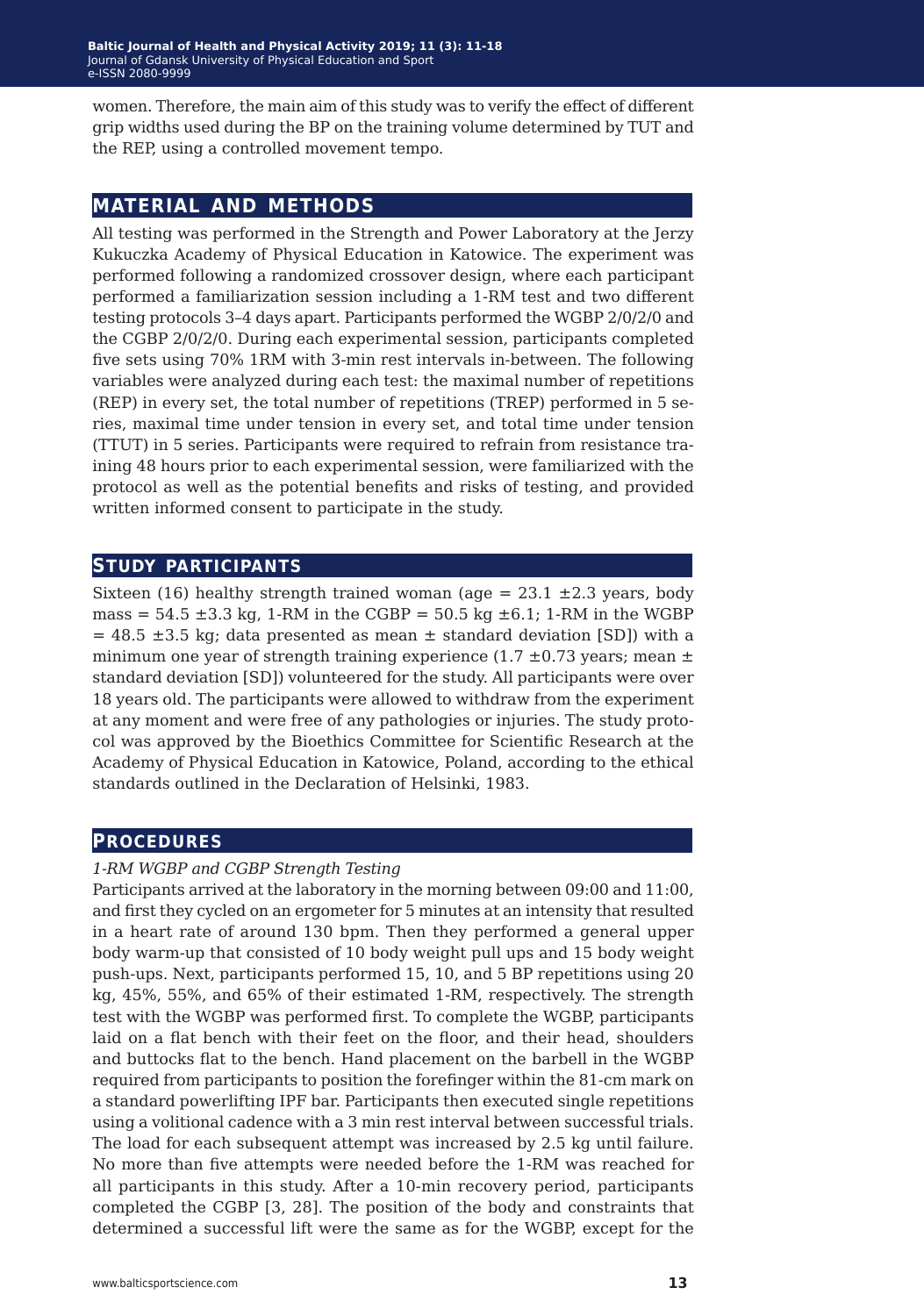women. Therefore, the main aim of this study was to verify the effect of different grip widths used during the BP on the training volume determined by TUT and the REP, using a controlled movement tempo.

## MATERIAL AND METHODS

All testing was performed in the Strength and Power Laboratory at the Jerzy Kukuczka Academy of Physical Education in Katowice. The experiment was performed following a randomized crossover design, where each participant performed a familiarization session including a 1-RM test and two different testing protocols 3–4 days apart. Participants performed the WGBP 2/0/2/0 and the CGBP 2/0/2/0. During each experimental session, participants completed five sets using 70% 1RM with 3-min rest intervals in-between. The following variables were analyzed during each test: the maximal number of repetitions (REP) in every set, the total number of repetitions (TREP) performed in 5 series, maximal time under tension in every set, and total time under tension (TTUT) in 5 series. Participants were required to refrain from resistance training 48 hours prior to each experimental session, were familiarized with the protocol as well as the potential benefits and risks of testing, and provided written informed consent to participate in the study.

## STUDY PARTICIPANTS

Sixteen (16) healthy strength trained woman (age = 23.1 ±2.3 years, body mass = 54.5 ±3.3 kg, 1-RM in the CGBP = 50.5 kg ±6.1; 1-RM in the WGBP = 48.5 ±3.5 kg; data presented as mean ± standard deviation [SD]) with a minimum one year of strength training experience (1.7 ±0.73 years; mean ± standard deviation [SD]) volunteered for the study. All participants were over 18 years old. The participants were allowed to withdraw from the experiment at any moment and were free of any pathologies or injuries. The study protocol was approved by the Bioethics Committee for Scientific Research at the Academy of Physical Education in Katowice, Poland, according to the ethical standards outlined in the Declaration of Helsinki, 1983.

## PROCEDURES

*1-RM WGBP and CGBP Strength Testing*

Participants arrived at the laboratory in the morning between 09:00 and 11:00, and first they cycled on an ergometer for 5 minutes at an intensity that resulted in a heart rate of around 130 bpm. Then they performed a general upper body warm-up that consisted of 10 body weight pull ups and 15 body weight push-ups. Next, participants performed 15, 10, and 5 BP repetitions using 20 kg, 45%, 55%, and 65% of their estimated 1-RM, respectively. The strength test with the WGBP was performed first. To complete the WGBP, participants laid on a flat bench with their feet on the floor, and their head, shoulders and buttocks flat to the bench. Hand placement on the barbell in the WGBP required from participants to position the forefinger within the 81-cm mark on a standard powerlifting IPF bar. Participants then executed single repetitions using a volitional cadence with a 3 min rest interval between successful trials. The load for each subsequent attempt was increased by 2.5 kg until failure. No more than five attempts were needed before the 1-RM was reached for all participants in this study. After a 10-min recovery period, participants completed the CGBP [3, 28]. The position of the body and constraints that determined a successful lift were the same as for the WGBP, except for the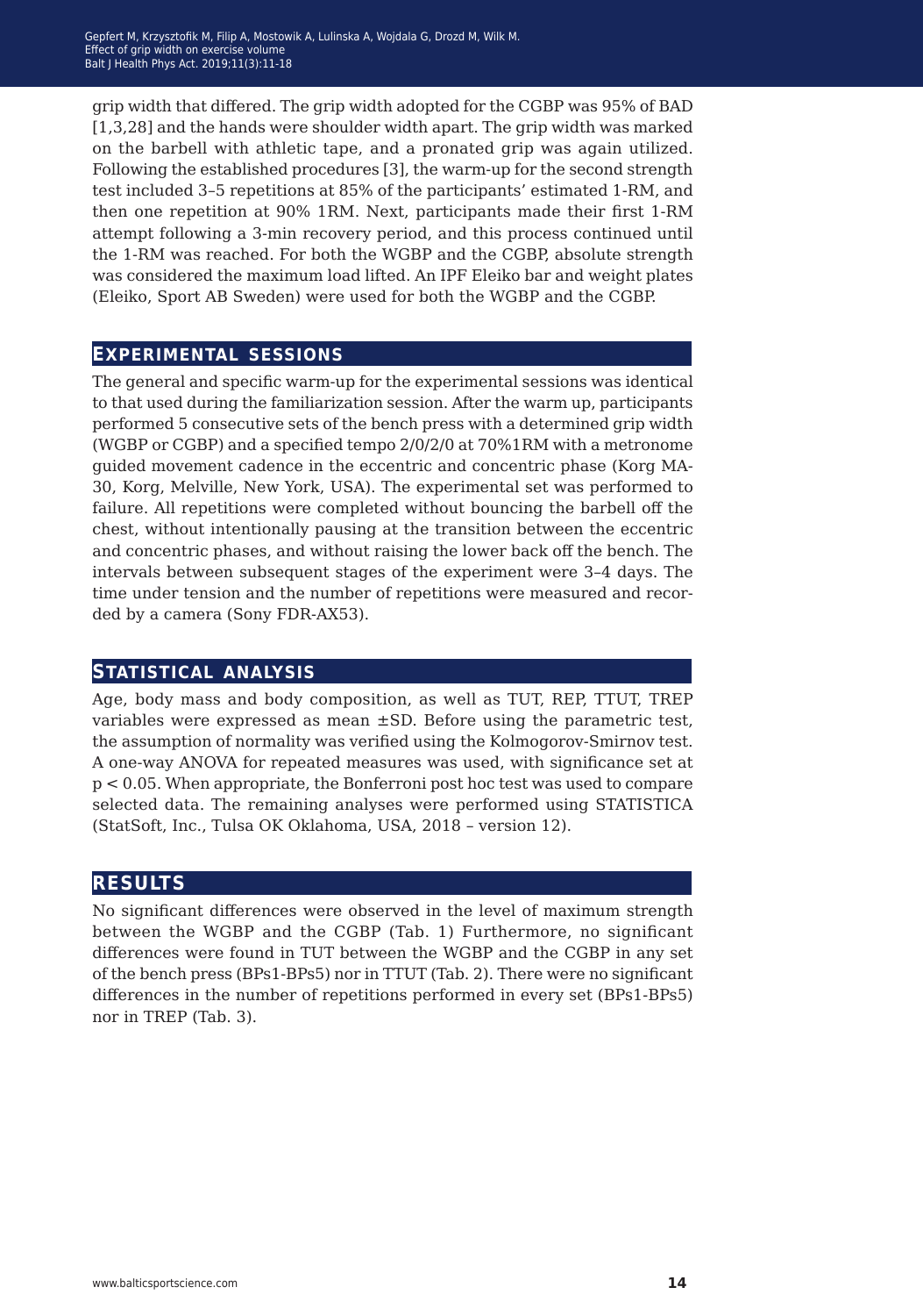grip width that differed. The grip width adopted for the CGBP was 95% of BAD [1,3,28] and the hands were shoulder width apart. The grip width was marked on the barbell with athletic tape, and a pronated grip was again utilized. Following the established procedures [3], the warm-up for the second strength test included 3–5 repetitions at 85% of the participants' estimated 1-RM, and then one repetition at 90% 1RM. Next, participants made their first 1-RM attempt following a 3-min recovery period, and this process continued until the 1-RM was reached. For both the WGBP and the CGBP, absolute strength was considered the maximum load lifted. An IPF Eleiko bar and weight plates (Eleiko, Sport AB Sweden) were used for both the WGBP and the CGBP.

## Experimental sessions

The general and specific warm-up for the experimental sessions was identical to that used during the familiarization session. After the warm up, participants performed 5 consecutive sets of the bench press with a determined grip width (WGBP or CGBP) and a specified tempo 2/0/2/0 at 70%1RM with a metronome guided movement cadence in the eccentric and concentric phase (Korg MA-30, Korg, Melville, New York, USA). The experimental set was performed to failure. All repetitions were completed without bouncing the barbell off the chest, without intentionally pausing at the transition between the eccentric and concentric phases, and without raising the lower back off the bench. The intervals between subsequent stages of the experiment were 3–4 days. The time under tension and the number of repetitions were measured and recorded by a camera (Sony FDR-AX53).

## Statistical analysis

Age, body mass and body composition, as well as TUT, REP, TTUT, TREP variables were expressed as mean ±SD. Before using the parametric test, the assumption of normality was verified using the Kolmogorov-Smirnov test. A one-way ANOVA for repeated measures was used, with significance set at $p < 0.05$. When appropriate, the Bonferroni post hoc test was used to compare selected data. The remaining analyses were performed using STATISTICA (StatSoft, Inc., Tulsa OK Oklahoma, USA, 2018 – version 12).

## Results

No significant differences were observed in the level of maximum strength between the WGBP and the CGBP (Tab. 1) Furthermore, no significant differences were found in TUT between the WGBP and the CGBP in any set of the bench press (BPs1-BPs5) nor in TTUT (Tab. 2). There were no significant differences in the number of repetitions performed in every set (BPs1-BPs5) nor in TREP (Tab. 3).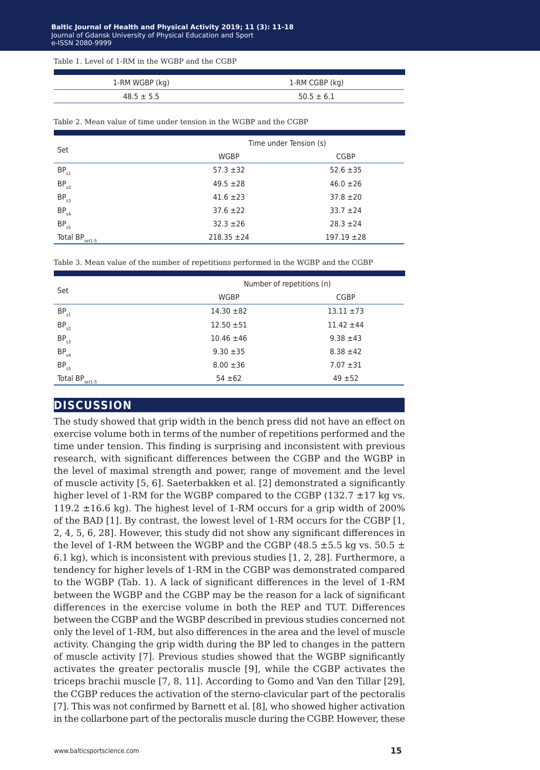Table 1. Level of 1-RM in the WGBP and the CGBP

| 1-RM WGBP (kg) | 1-RM CGBP (kg) |
|---|---|
| 48.5 ± 5.5 | 50.5 ± 6.1 |

Table 2. Mean value of time under tension in the WGBP and the CGBP

| Set | Time under Tension (s) | |
|---|---|---|
| | WGBP | CGBP |
| $BP_{s1}$ | 57.3 ±32 | 52.6 ±35 |
| $BP_{s2}$ | 49.5 ±28 | 46.0 ±26 |
| $BP_{s3}$ | 41.6 ±23 | 37.8 ±20 |
| $BP_{s4}$ | 37.6 ±22 | 33.7 ±24 |
| $BP_{s5}$ | 32.3 ±26 | 28.3 ±24 |
| Total $BP_{set1-5}$ | 218.35 ±24 | 197.19 ±28 |

Table 3. Mean value of the number of repetitions performed in the WGBP and the CGBP

| Set | Number of repetitions (n) | |
|---|---|---|
| | WGBP | CGBP |
| $BP_{s1}$ | 14.30 ±82 | 13.11 ±73 |
| $BP_{s2}$ | 12.50 ±51 | 11.42 ±44 |
| $BP_{s3}$ | 10.46 ±46 | 9.38 ±43 |
| $BP_{s4}$ | 9.30 ±35 | 8.38 ±42 |
| $BP_{s5}$ | 8.00 ±36 | 7.07 ±31 |
| Total $BP_{set1-5}$ | 54 ±62 | 49 ±52 |

## DISCUSSION

The study showed that grip width in the bench press did not have an effect on exercise volume both in terms of the number of repetitions performed and the time under tension. This finding is surprising and inconsistent with previous research, with significant differences between the CGBP and the WGBP in the level of maximal strength and power, range of movement and the level of muscle activity [5, 6]. Saeterbakken et al. [2] demonstrated a significantly higher level of 1-RM for the WGBP compared to the CGBP (132.7 ±17 kg vs. 119.2 ±16.6 kg). The highest level of 1-RM occurs for a grip width of 200% of the BAD [1]. By contrast, the lowest level of 1-RM occurs for the CGBP [1, 2, 4, 5, 6, 28]. However, this study did not show any significant differences in the level of 1-RM between the WGBP and the CGBP (48.5 ±5.5 kg vs. 50.5 ± 6.1 kg), which is inconsistent with previous studies [1, 2, 28]. Furthermore, a tendency for higher levels of 1-RM in the CGBP was demonstrated compared to the WGBP (Tab. 1). A lack of significant differences in the level of 1-RM between the WGBP and the CGBP may be the reason for a lack of significant differences in the exercise volume in both the REP and TUT. Differences between the CGBP and the WGBP described in previous studies concerned not only the level of 1-RM, but also differences in the area and the level of muscle activity. Changing the grip width during the BP led to changes in the pattern of muscle activity [7]. Previous studies showed that the WGBP significantly activates the greater pectoralis muscle [9], while the CGBP activates the triceps brachii muscle [7, 8, 11]. According to Gomo and Van den Tillar [29], the CGBP reduces the activation of the sterno-clavicular part of the pectoralis [7]. This was not confirmed by Barnett et al. [8], who showed higher activation in the collarbone part of the pectoralis muscle during the CGBP. However, these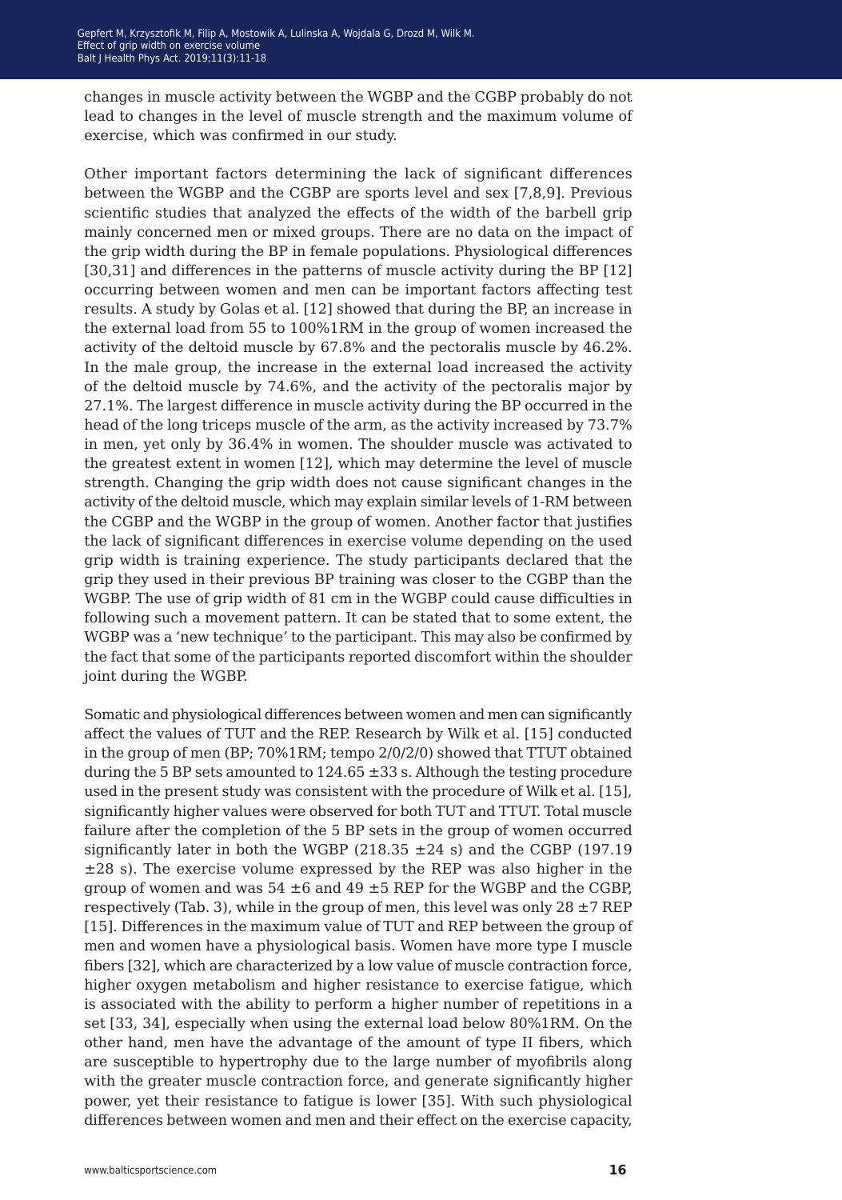changes in muscle activity between the WGBP and the CGBP probably do not lead to changes in the level of muscle strength and the maximum volume of exercise, which was confirmed in our study.

Other important factors determining the lack of significant differences between the WGBP and the CGBP are sports level and sex [7,8,9]. Previous scientific studies that analyzed the effects of the width of the barbell grip mainly concerned men or mixed groups. There are no data on the impact of the grip width during the BP in female populations. Physiological differences [30,31] and differences in the patterns of muscle activity during the BP [12] occurring between women and men can be important factors affecting test results. A study by Golas et al. [12] showed that during the BP, an increase in the external load from 55 to 100%1RM in the group of women increased the activity of the deltoid muscle by 67.8% and the pectoralis muscle by 46.2%. In the male group, the increase in the external load increased the activity of the deltoid muscle by 74.6%, and the activity of the pectoralis major by 27.1%. The largest difference in muscle activity during the BP occurred in the head of the long triceps muscle of the arm, as the activity increased by 73.7% in men, yet only by 36.4% in women. The shoulder muscle was activated to the greatest extent in women [12], which may determine the level of muscle strength. Changing the grip width does not cause significant changes in the activity of the deltoid muscle, which may explain similar levels of 1-RM between the CGBP and the WGBP in the group of women. Another factor that justifies the lack of significant differences in exercise volume depending on the used grip width is training experience. The study participants declared that the grip they used in their previous BP training was closer to the CGBP than the WGBP. The use of grip width of 81 cm in the WGBP could cause difficulties in following such a movement pattern. It can be stated that to some extent, the WGBP was a 'new technique' to the participant. This may also be confirmed by the fact that some of the participants reported discomfort within the shoulder joint during the WGBP.

Somatic and physiological differences between women and men can significantly affect the values of TUT and the REP. Research by Wilk et al. [15] conducted in the group of men (BP; 70%1RM; tempo 2/0/2/0) showed that TTUT obtained during the 5 BP sets amounted to 124.65 ±33 s. Although the testing procedure used in the present study was consistent with the procedure of Wilk et al. [15], significantly higher values were observed for both TUT and TTUT. Total muscle failure after the completion of the 5 BP sets in the group of women occurred significantly later in both the WGBP (218.35 ±24 s) and the CGBP (197.19 ±28 s). The exercise volume expressed by the REP was also higher in the group of women and was 54 ±6 and 49 ±5 REP for the WGBP and the CGBP, respectively (Tab. 3), while in the group of men, this level was only 28 ±7 REP [15]. Differences in the maximum value of TUT and REP between the group of men and women have a physiological basis. Women have more type I muscle fibers [32], which are characterized by a low value of muscle contraction force, higher oxygen metabolism and higher resistance to exercise fatigue, which is associated with the ability to perform a higher number of repetitions in a set [33, 34], especially when using the external load below 80%1RM. On the other hand, men have the advantage of the amount of type II fibers, which are susceptible to hypertrophy due to the large number of myofibrils along with the greater muscle contraction force, and generate significantly higher power, yet their resistance to fatigue is lower [35]. With such physiological differences between women and men and their effect on the exercise capacity,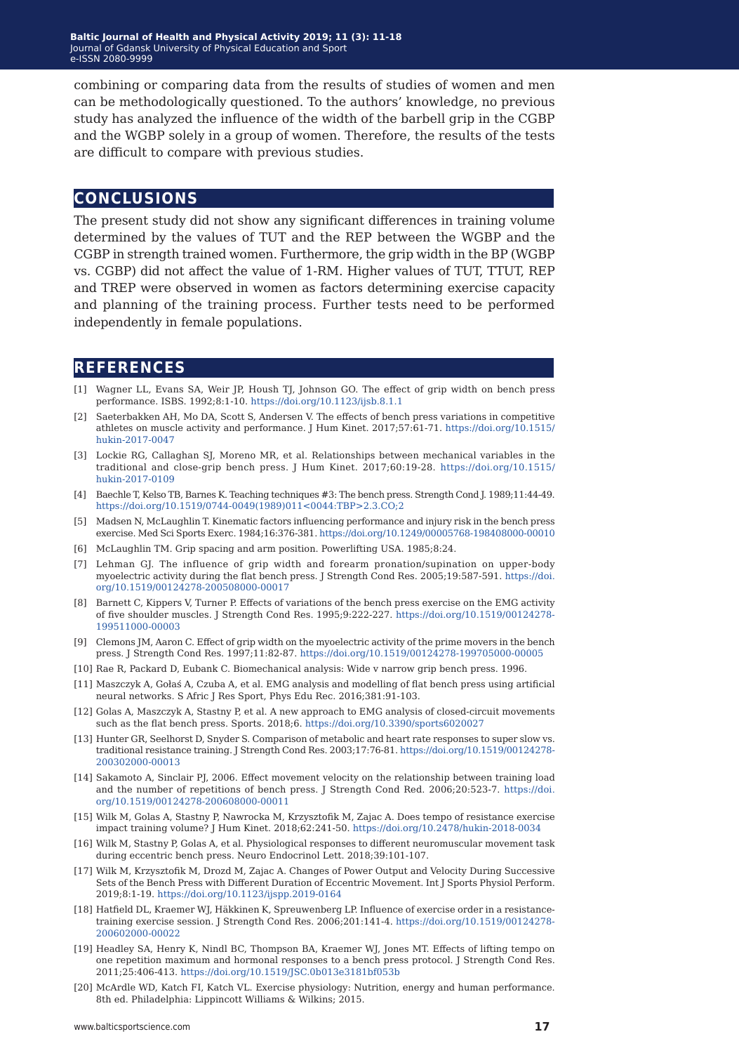combining or comparing data from the results of studies of women and men can be methodologically questioned. To the authors' knowledge, no previous study has analyzed the influence of the width of the barbell grip in the CGBP and the WGBP solely in a group of women. Therefore, the results of the tests are difficult to compare with previous studies.

## CONCLUSIONS

The present study did not show any significant differences in training volume determined by the values of TUT and the REP between the WGBP and the CGBP in strength trained women. Furthermore, the grip width in the BP (WGBP vs. CGBP) did not affect the value of 1-RM. Higher values of TUT, TTUT, REP and TREP were observed in women as factors determining exercise capacity and planning of the training process. Further tests need to be performed independently in female populations.

## REFERENCES

[1] Wagner LL, Evans SA, Weir JP, Housh TJ, Johnson GO. The effect of grip width on bench press performance. ISBS. 1992;8:1-10. https://doi.org/10.1123/ijsb.8.1.1

[2] Saeterbakken AH, Mo DA, Scott S, Andersen V. The effects of bench press variations in competitive athletes on muscle activity and performance. J Hum Kinet. 2017;57:61-71. https://doi.org/10.1515/hukin-2017-0047

[3] Lockie RG, Callaghan SJ, Moreno MR, et al. Relationships between mechanical variables in the traditional and close-grip bench press. J Hum Kinet. 2017;60:19-28. https://doi.org/10.1515/hukin-2017-0109

[4] Baechle T, Kelso TB, Barnes K. Teaching techniques #3: The bench press. Strength Cond J. 1989;11:44-49. https://doi.org/10.1519/0744-0049(1989)011<0044:TBP>2.3.CO;2

[5] Madsen N, McLaughlin T. Kinematic factors influencing performance and injury risk in the bench press exercise. Med Sci Sports Exerc. 1984;16:376-381. https://doi.org/10.1249/00005768-198408000-00010

[6] McLaughlin TM. Grip spacing and arm position. Powerlifting USA. 1985;8:24.

[7] Lehman GJ. The influence of grip width and forearm pronation/supination on upper-body myoelectric activity during the flat bench press. J Strength Cond Res. 2005;19:587-591. https://doi.org/10.1519/00124278-200508000-00017

[8] Barnett C, Kippers V, Turner P. Effects of variations of the bench press exercise on the EMG activity of five shoulder muscles. J Strength Cond Res. 1995;9:222-227. https://doi.org/10.1519/00124278-199511000-00003

[9] Clemons JM, Aaron C. Effect of grip width on the myoelectric activity of the prime movers in the bench press. J Strength Cond Res. 1997;11:82-87. https://doi.org/10.1519/00124278-199705000-00005

[10] Rae R, Packard D, Eubank C. Biomechanical analysis: Wide v narrow grip bench press. 1996.

[11] Maszczyk A, Gołaś A, Czuba A, et al. EMG analysis and modelling of flat bench press using artificial neural networks. S Afric J Res Sport, Phys Edu Rec. 2016;381:91-103.

[12] Golas A, Maszczyk A, Stastny P, et al. A new approach to EMG analysis of closed-circuit movements such as the flat bench press. Sports. 2018;6. https://doi.org/10.3390/sports6020027

[13] Hunter GR, Seelhorst D, Snyder S. Comparison of metabolic and heart rate responses to super slow vs. traditional resistance training. J Strength Cond Res. 2003;17:76-81. https://doi.org/10.1519/00124278-200302000-00013

[14] Sakamoto A, Sinclair PJ, 2006. Effect movement velocity on the relationship between training load and the number of repetitions of bench press. J Strength Cond Red. 2006;20:523-7. https://doi.org/10.1519/00124278-200608000-00011

[15] Wilk M, Golas A, Stastny P, Nawrocka M, Krzysztofik M, Zajac A. Does tempo of resistance exercise impact training volume? J Hum Kinet. 2018;62:241-50. https://doi.org/10.2478/hukin-2018-0034

[16] Wilk M, Stastny P, Golas A, et al. Physiological responses to different neuromuscular movement task during eccentric bench press. Neuro Endocrinol Lett. 2018;39:101-107.

[17] Wilk M, Krzysztofik M, Drozd M, Zajac A. Changes of Power Output and Velocity During Successive Sets of the Bench Press with Different Duration of Eccentric Movement. Int J Sports Physiol Perform. 2019;8:1-19. https://doi.org/10.1123/ijspp.2019-0164

[18] Hatfield DL, Kraemer WJ, Häkkinen K, Spreuwenberg LP. Influence of exercise order in a resistance-training exercise session. J Strength Cond Res. 2006;201:141-4. https://doi.org/10.1519/00124278-200602000-00022

[19] Headley SA, Henry K, Nindl BC, Thompson BA, Kraemer WJ, Jones MT. Effects of lifting tempo on one repetition maximum and hormonal responses to a bench press protocol. J Strength Cond Res. 2011;25:406-413. https://doi.org/10.1519/JSC.0b013e3181bf053b

[20] McArdle WD, Katch FI, Katch VL. Exercise physiology: Nutrition, energy and human performance. 8th ed. Philadelphia: Lippincott Williams & Wilkins; 2015.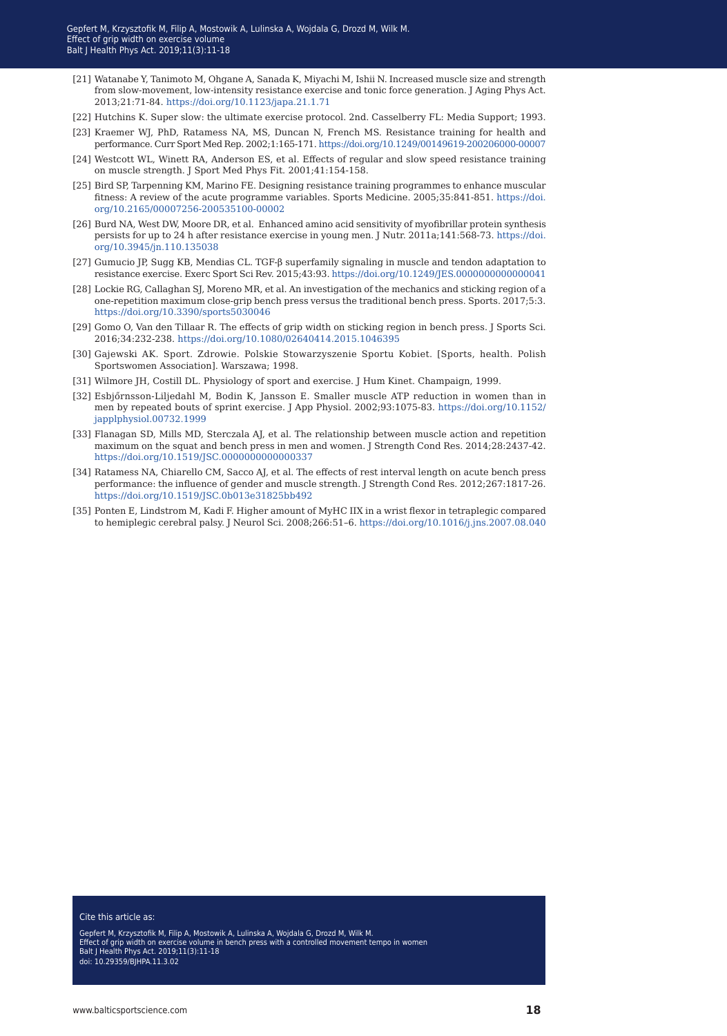[21] Watanabe Y, Tanimoto M, Ohgane A, Sanada K, Miyachi M, Ishii N. Increased muscle size and strength from slow-movement, low-intensity resistance exercise and tonic force generation. J Aging Phys Act. 2013;21:71-84. https://doi.org/10.1123/japa.21.1.71

[22] Hutchins K. Super slow: the ultimate exercise protocol. 2nd. Casselberry FL: Media Support; 1993.

[23] Kraemer WJ, PhD, Ratamess NA, MS, Duncan N, French MS. Resistance training for health and performance. Curr Sport Med Rep. 2002;1:165-171. https://doi.org/10.1249/00149619-200206000-00007

[24] Westcott WL, Winett RA, Anderson ES, et al. Effects of regular and slow speed resistance training on muscle strength. J Sport Med Phys Fit. 2001;41:154-158.

[25] Bird SP, Tarpenning KM, Marino FE. Designing resistance training programmes to enhance muscular fitness: A review of the acute programme variables. Sports Medicine. 2005;35:841-851. https://doi.org/10.2165/00007256-200535100-00002

[26] Burd NA, West DW, Moore DR, et al. Enhanced amino acid sensitivity of myofibrillar protein synthesis persists for up to 24 h after resistance exercise in young men. J Nutr. 2011a;141:568-73. https://doi.org/10.3945/jn.110.135038

[27] Gumucio JP, Sugg KB, Mendias CL. TGF-β superfamily signaling in muscle and tendon adaptation to resistance exercise. Exerc Sport Sci Rev. 2015;43:93. https://doi.org/10.1249/JES.0000000000000041

[28] Lockie RG, Callaghan SJ, Moreno MR, et al. An investigation of the mechanics and sticking region of a one-repetition maximum close-grip bench press versus the traditional bench press. Sports. 2017;5:3. https://doi.org/10.3390/sports5030046

[29] Gomo O, Van den Tillaar R. The effects of grip width on sticking region in bench press. J Sports Sci. 2016;34:232-238. https://doi.org/10.1080/02640414.2015.1046395

[30] Gajewski AK. Sport. Zdrowie. Polskie Stowarzyszenie Sportu Kobiet. [Sports, health. Polish Sportswomen Association]. Warszawa; 1998.

[31] Wilmore JH, Costill DL. Physiology of sport and exercise. J Hum Kinet. Champaign, 1999.

[32] Esbjőrnsson-Liljedahl M, Bodin K, Jansson E. Smaller muscle ATP reduction in women than in men by repeated bouts of sprint exercise. J App Physiol. 2002;93:1075-83. https://doi.org/10.1152/japplphysiol.00732.1999

[33] Flanagan SD, Mills MD, Sterczala AJ, et al. The relationship between muscle action and repetition maximum on the squat and bench press in men and women. J Strength Cond Res. 2014;28:2437-42. https://doi.org/10.1519/JSC.0000000000000337

[34] Ratamess NA, Chiarello CM, Sacco AJ, et al. The effects of rest interval length on acute bench press performance: the influence of gender and muscle strength. J Strength Cond Res. 2012;267:1817-26. https://doi.org/10.1519/JSC.0b013e31825bb492

[35] Ponten E, Lindstrom M, Kadi F. Higher amount of MyHC IIX in a wrist flexor in tetraplegic compared to hemiplegic cerebral palsy. J Neurol Sci. 2008;266:51–6. https://doi.org/10.1016/j.jns.2007.08.040

Cite this article as:

Gepfert M, Krzysztofik M, Filip A, Mostowik A, Lulinska A, Wojdala G, Drozd M, Wilk M.
Effect of grip width on exercise volume in bench press with a controlled movement tempo in women
Balt J Health Phys Act. 2019;11(3):11-18
doi: 10.29359/BJHPA.11.3.02